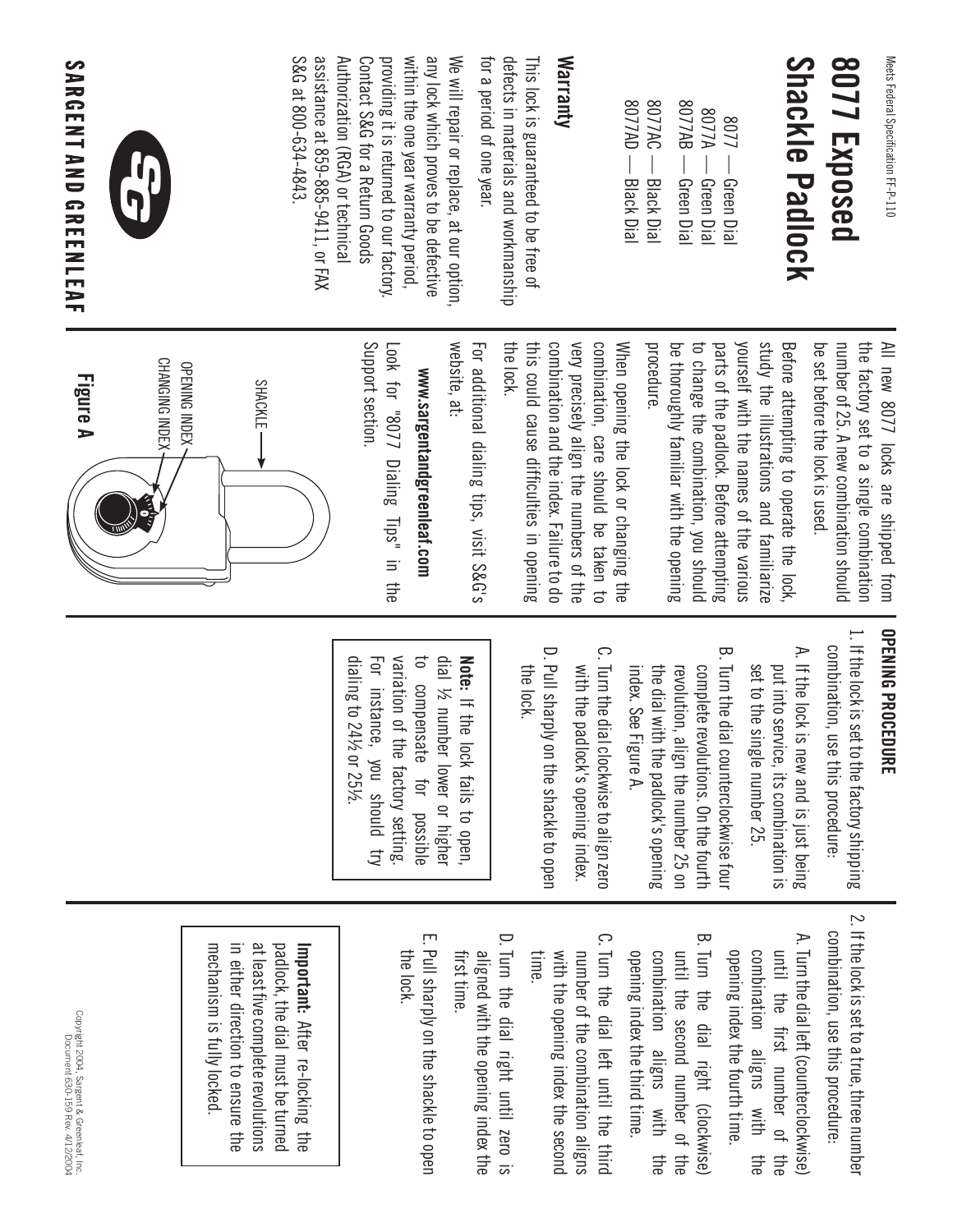Meets Federal Specification FF-P-110

# 8077 Exposed Shackle Padlock

8077 — Green Dial
8077A — Green Dial
8077AB — Green Dial
8077AC — Black Dial
8077AD — Black Dial

## Warranty

This lock is guaranteed to be free of defects in materials and workmanship for a period of one year.

We will repair or replace, at our option, any lock which proves to be defective within the one year warranty period, providing it is returned to our factory. Contact S&G for a Return Goods Authorization (RGA) or technical assistance at 859-885-9411, or FAX S&G at 800-634-4843.

**SARGENT AND GREENLEAF**

All new 8077 locks are shipped from the factory set to a single combination number of 25. A new combination should be set before the lock is used.

Before attempting to operate the lock, study the illustrations and familiarize yourself with the names of the various parts of the padlock. Before attempting to change the combination, you should be thoroughly familiar with the opening procedure.

When opening the lock or changing the combination, care should be taken to very precisely align the numbers of the combination and the index. Failure to do this could cause difficulties in opening the lock.

For additional dialing tips, visit S&G's website, at:

**www.sargentandgreenleaf.com**

Look for "8077 Dialing Tips" in the Support section.

SHACKLE
OPENING INDEX
CHANGING INDEX

**Figure A**

## OPENING PROCEDURE

1. If the lock is set to the factory shipping combination, use this procedure:
   - A. If the lock is new and is just being put into service, its combination is set to the single number 25.
   - B. Turn the dial counterclockwise four complete revolutions. On the fourth revolution, align the number 25 on the dial with the padlock's opening index. See Figure A.
   - C. Turn the dial clockwise to align zero with the padlock's opening index.
   - D. Pull sharply on the shackle to open the lock.

> **Note:** If the lock fails to open, dial ½ number lower or higher to compensate for possible variation of the factory setting. For instance, you should try dialing to 24½ or 25½.

2. If the lock is set to a true, three number combination, use this procedure:
   - A. Turn the dial left (counterclockwise) until the first number of the combination aligns with the opening index the fourth time.
   - B. Turn the dial right (clockwise) until the second number of the combination aligns with the opening index the third time.
   - C. Turn the dial left until the third number of the combination aligns with the opening index the second time.
   - D. Turn the dial right until zero is aligned with the opening index the first time.
   - E. Pull sharply on the shackle to open the lock.

> **Important:** After re-locking the padlock, the dial must be turned at least five complete revolutions in either direction to ensure the mechanism is fully locked.

Copyright 2004, Sargent & Greenleaf, Inc.
Document 630-159 Rev. 4/12/2004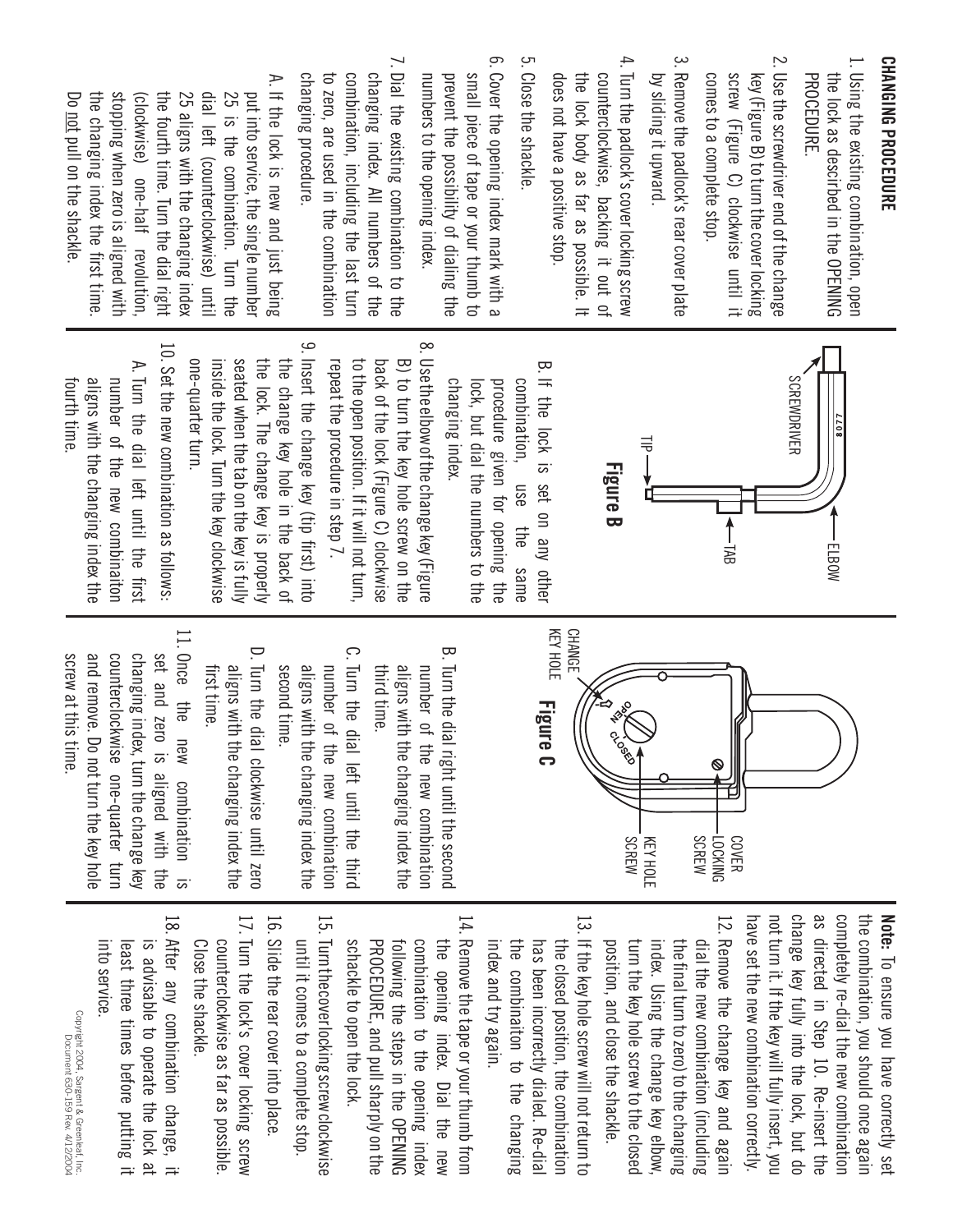## CHANGING PROCEDURE

1. Using the existing combination, open the lock as described in the OPENING PROCEDURE.
2. Use the screwdriver end of the change key (Figure B) to turn the cover locking screw (Figure C) clockwise until it comes to a complete stop.
3. Remove the padlock's rear cover plate by sliding it upward.
4. Turn the padlock's cover locking screw counterclockwise, backing it out of the lock body as far as possible. It does not have a positive stop.
5. Close the shackle.
6. Cover the opening index mark with a small piece of tape or your thumb to prevent the possibility of dialing the numbers to the opening index.
7. Dial the existing combination to the changing index. All numbers of the combination, including the last turn to zero, are used in the combination changing procedure.
   - A. If the lock is new and just being put into service, the single number 25 is the combination. Turn the dial left (counterclockwise) until 25 aligns with the changing index the fourth time. Turn the dial right (clockwise) one-half revolution, stopping when zero is aligned with the changing index the first time. Do not pull on the shackle.
   - B. If the lock is set on any other combination, use the same procedure given for opening the lock, but dial the numbers to the changing index.

SCREWDRIVER

8 0 7 7

TIP

ELBOW

TAB

**Figure B**

8. Use the elbow of the change key (Figure B) to turn the key hole screw on the back of the lock (Figure C) clockwise to the open position. If it will not turn, repeat the procedure in step 7.
9. Insert the change key (tip first) into the change key hole in the back of the lock. The change key is properly seated when the tab on the key is fully inside the lock. Turn the key clockwise one-quarter turn.
10. Set the new combination as follows:
    - A. Turn the dial left until the first number of the new combination aligns with the changing index the fourth time.
    - B. Turn the dial right until the second number of the new combination aligns with the changing index the third time.
    - C. Turn the dial left until the third number of the new combination aligns with the changing index the second time.
    - D. Turn the dial clockwise until zero aligns with the changing index the first time.
11. Once the new combination is set and zero is aligned with the changing index, turn the change key counterclockwise one-quarter turn and remove. Do not turn the key hole screw at this time.

CHANGE KEY HOLE

OPEN

CLOSED

COVER LOCKING SCREW

KEY HOLE SCREW

**Figure C**

**Note:** To ensure you have correctly set the combination, you should once again completely re-dial the new combination as directed in Step 10. Re-insert the change key fully into the lock, but do not turn it. If the key will fully insert, you have set the new combination correctly.

12. Remove the change key and again dial the new combination (including the final turn to zero) to the changing index. Using the change key elbow, turn the key hole screw to the closed position, and close the shackle.
13. If the key hole screw will not return to the closed position, the combination has been incorrectly dialed. Re-dial the combinaiton to the changing index and try again.
14. Remove the tape or your thumb from the opening index. Dial the new combination to the opening index following the steps in the OPENING PROCEDURE, and pull sharply on the schackle to open the lock.
15. Turn the cover locking screw clockwise until it comes to a complete stop.
16. Slide the rear cover into place.
17. Turn the lock's cover locking screw counterclockwise as far as possible. Close the shackle.
18. After any combination change, it is advisable to operate the lock at least three times before putting it into service.

Copyright 2004, Sargent & Greenleaf, Inc.
Document 630-159 Rev. 4/12/2004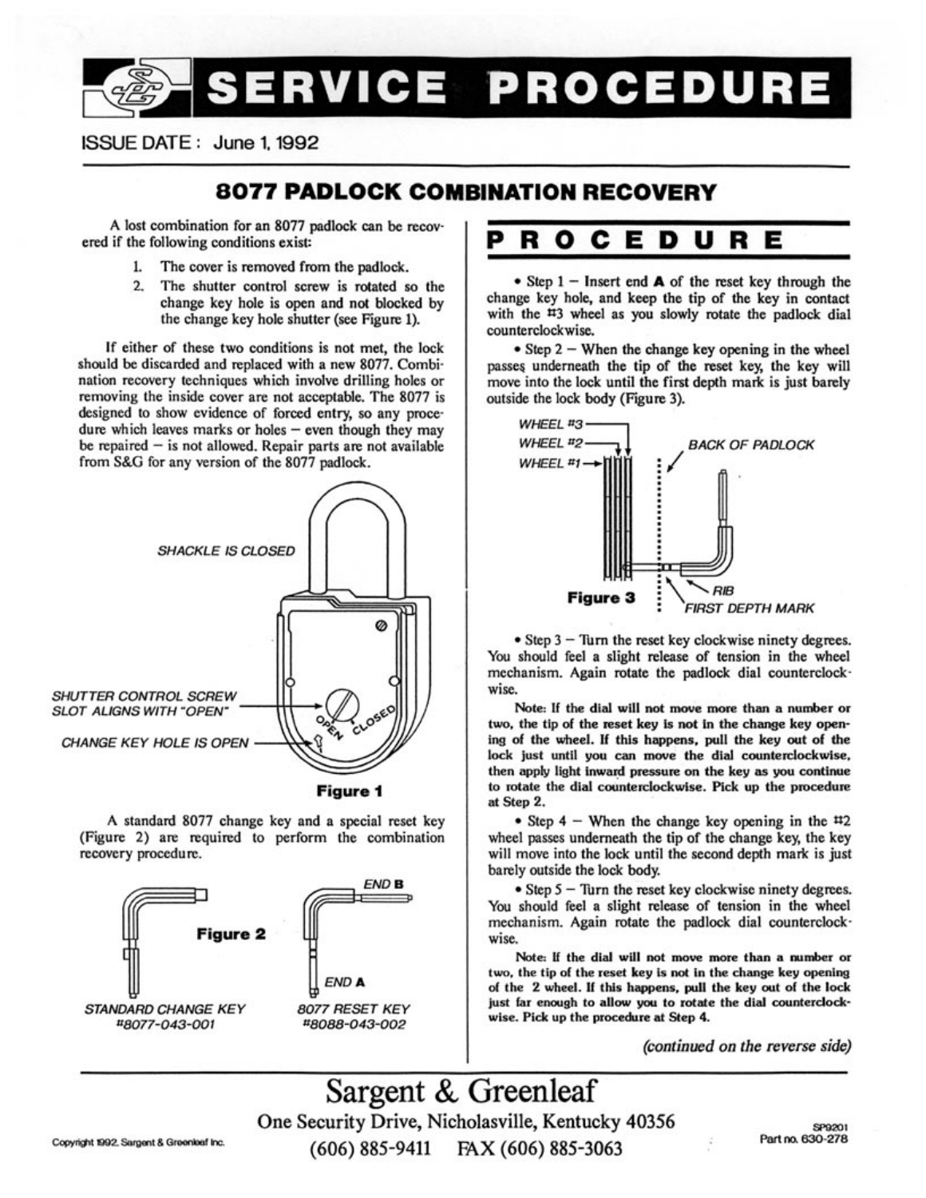# SERVICE PROCEDURE

ISSUE DATE: June 1, 1992

## 8077 PADLOCK COMBINATION RECOVERY

A lost combination for an 8077 padlock can be recovered if the following conditions exist:

1. The cover is removed from the padlock.
2. The shutter control screw is rotated so the change key hole is open and not blocked by the change key hole shutter (see Figure 1).

If either of these two conditions is not met, the lock should be discarded and replaced with a new 8077. Combination recovery techniques which involve drilling holes or removing the inside cover are not acceptable. The 8077 is designed to show evidence of forced entry, so any procedure which leaves marks or holes — even though they may be repaired — is not allowed. Repair parts are not available from S&G for any version of the 8077 padlock.

SHACKLE IS CLOSED

SHUTTER CONTROL SCREW SLOT ALIGNS WITH "OPEN"

CHANGE KEY HOLE IS OPEN

OPEN CLOSED

**Figure 1**

A standard 8077 change key and a special reset key (Figure 2) are required to perform the combination recovery procedure.

**Figure 2**

END **B**

END **A**

STANDARD CHANGE KEY #8077-043-001

8077 RESET KEY #8088-043-002

# PROCEDURE

• Step 1 — Insert end **A** of the reset key through the change key hole, and keep the tip of the key in contact with the #3 wheel as you slowly rotate the padlock dial counterclockwise.

• Step 2 — When the change key opening in the wheel passes underneath the tip of the reset key, the key will move into the lock until the first depth mark is just barely outside the lock body (Figure 3).

WHEEL #3

WHEEL #2

WHEEL #1

BACK OF PADLOCK

RIB

FIRST DEPTH MARK

**Figure 3**

• Step 3 — Turn the reset key clockwise ninety degrees. You should feel a slight release of tension in the wheel mechanism. Again rotate the padlock dial counterclockwise.

**Note: If the dial will not move more than a number or two, the tip of the reset key is not in the change key opening of the wheel. If this happens, pull the key out of the lock just until you can move the dial counterclockwise, then apply light inward pressure on the key as you continue to rotate the dial counterclockwise. Pick up the procedure at Step 2.**

• Step 4 — When the change key opening in the #2 wheel passes underneath the tip of the change key, the key will move into the lock until the second depth mark is just barely outside the lock body.

• Step 5 — Turn the reset key clockwise ninety degrees. You should feel a slight release of tension in the wheel mechanism. Again rotate the padlock dial counterclockwise.

**Note: If the dial will not move more than a number or two, the tip of the reset key is not in the change key opening of the 2 wheel. If this happens, pull the key out of the lock just far enough to allow you to rotate the dial counterclockwise. Pick up the procedure at Step 4.**

*(continued on the reverse side)*

Sargent & Greenleaf
One Security Drive, Nicholasville, Kentucky 40356
(606) 885-9411 FAX (606) 885-3063

Copyright 1992, Sargent & Greenleaf Inc.

SP9201
Part no. 630-278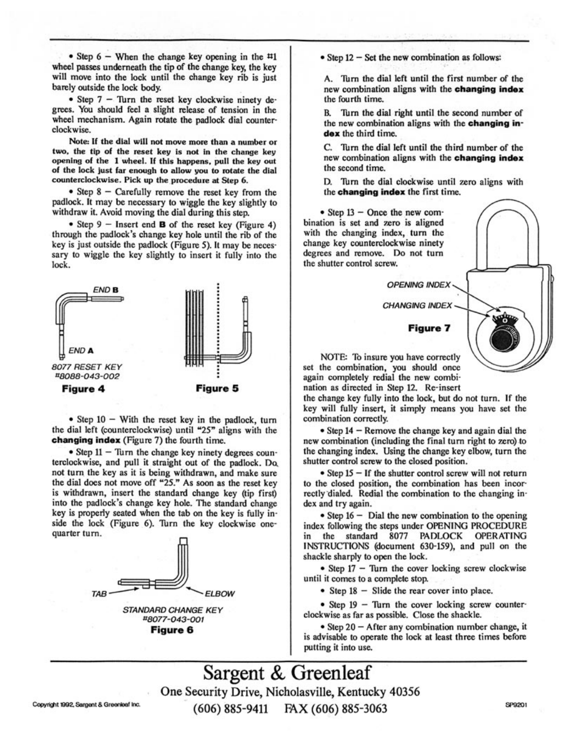• Step 6 – When the change key opening in the #1 wheel passes underneath the tip of the change key, the key will move into the lock until the change key rib is just barely outside the lock body.

• Step 7 – Turn the reset key clockwise ninety degrees. You should feel a slight release of tension in the wheel mechanism. Again rotate the padlock dial counterclockwise.

**Note: If the dial will not move more than a number or two, the tip of the reset key is not in the change key opening of the 1 wheel. If this happens, pull the key out of the lock just far enough to allow you to rotate the dial counterclockwise. Pick up the procedure at Step 6.**

• Step 8 – Carefully remove the reset key from the padlock. It may be necessary to wiggle the key slightly to withdraw it. Avoid moving the dial during this step.

• Step 9 – Insert end **B** of the reset key (Figure 4) through the padlock's change key hole until the rib of the key is just outside the padlock (Figure 5). It may be necessary to wiggle the key slightly to insert it fully into the lock.

END **B**

END **A**

*8077 RESET KEY*
*#8088-043-002*

**Figure 4**

**Figure 5**

• Step 10 – With the reset key in the padlock, turn the dial left (counterclockwise) until "25" aligns with the **changing index** (Figure 7) the fourth time.

• Step 11 – Turn the change key ninety degrees counterclockwise, and pull it straight out of the padlock. Do not turn the key as it is being withdrawn, and make sure the dial does not move off "25." As soon as the reset key is withdrawn, insert the standard change key (tip first) into the padlock's change key hole. The standard change key is properly seated when the tab on the key is fully inside the lock (Figure 6). Turn the key clockwise one-quarter turn.

*TAB*

*ELBOW*

*STANDARD CHANGE KEY*
*#8077-043-001*

**Figure 6**

• Step 12 – Set the new combination as follows:

A. Turn the dial left until the first number of the new combination aligns with the **changing index** the fourth time.

B. Turn the dial right until the second number of the new combination aligns with the **changing index** the third time.

C. Turn the dial left until the third number of the new combination aligns with the **changing index** the second time.

D. Turn the dial clockwise until zero aligns with the **changing index** the first time.

• Step 13 – Once the new combination is set and zero is aligned with the changing index, turn the change key counterclockwise ninety degrees and remove. Do not turn the shutter control screw.

*OPENING INDEX*

*CHANGING INDEX*

**Figure 7**

NOTE: To insure you have correctly set the combination, you should once again completely redial the new combination as directed in Step 12. Re-insert the change key fully into the lock, but do not turn. If the key will fully insert, it simply means you have set the combination correctly.

• Step 14 – Remove the change key and again dial the new combination (including the final turn right to zero) to the changing index. Using the change key elbow, turn the shutter control screw to the closed position.

• Step 15 – If the shutter control screw will not return to the closed position, the combination has been incorrectly dialed. Redial the combination to the changing index and try again.

• Step 16 – Dial the new combination to the opening index following the steps under OPENING PROCEDURE in the standard 8077 PADLOCK OPERATING INSTRUCTIONS (document 630-159), and pull on the shackle sharply to open the lock.

• Step 17 – Turn the cover locking screw clockwise until it comes to a complete stop.

• Step 18 – Slide the rear cover into place.

• Step 19 – Turn the cover locking screw counterclockwise as far as possible. Close the shackle.

• Step 20 – After any combination number change, it is advisable to operate the lock at least three times before putting it into use.

# Sargent & Greenleaf

One Security Drive, Nicholasville, Kentucky 40356

(606) 885-9411 FAX (606) 885-3063

Copyright 1992, Sargent & Greenleaf Inc.

SP9201